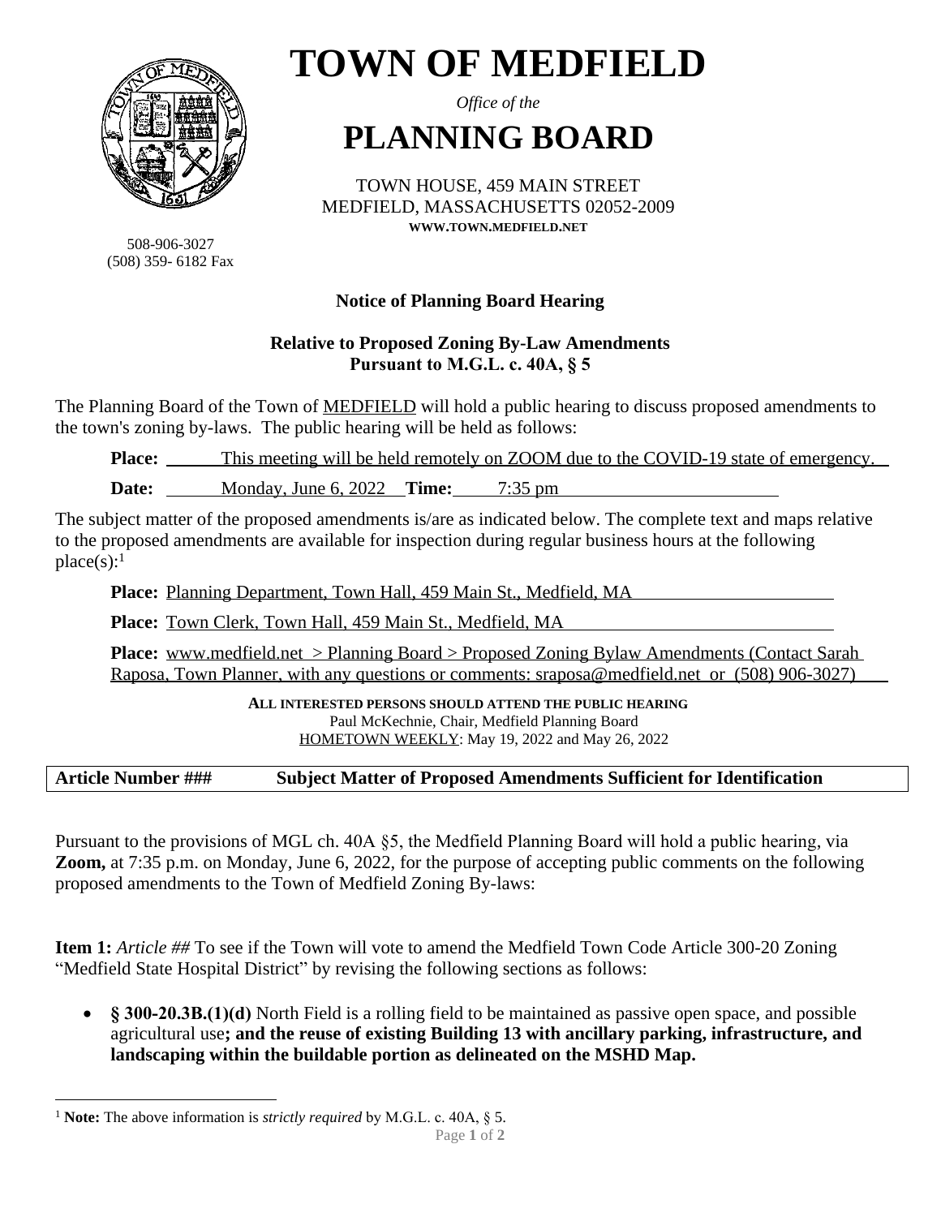# TOWN OF MEDFIELD

*Office of the*

# PLANNING BOARD

TOWN HOUSE, 459 MAIN STREET
MEDFIELD, MASSACHUSETTS 02052-2009
**WWW.TOWN.MEDFIELD.NET**

508-906-3027
(508) 359- 6182 Fax

**Notice of Planning Board Hearing**

**Relative to Proposed Zoning By-Law Amendments**
**Pursuant to M.G.L. c. 40A, § 5**

The Planning Board of the Town of MEDFIELD will hold a public hearing to discuss proposed amendments to the town's zoning by-laws. The public hearing will be held as follows:

**Place:** This meeting will be held remotely on ZOOM due to the COVID-19 state of emergency.

**Date:** Monday, June 6, 2022 **Time:** 7:35 pm

The subject matter of the proposed amendments is/are as indicated below. The complete text and maps relative to the proposed amendments are available for inspection during regular business hours at the following place(s):[1]

**Place:** Planning Department, Town Hall, 459 Main St., Medfield, MA

**Place:** Town Clerk, Town Hall, 459 Main St., Medfield, MA

**Place:** www.medfield.net > Planning Board > Proposed Zoning Bylaw Amendments (Contact Sarah Raposa, Town Planner, with any questions or comments: sraposa@medfield.net or (508) 906-3027)

**ALL INTERESTED PERSONS SHOULD ATTEND THE PUBLIC HEARING**
Paul McKechnie, Chair, Medfield Planning Board
HOMETOWN WEEKLY: May 19, 2022 and May 26, 2022

| **Article Number ###** | **Subject Matter of Proposed Amendments Sufficient for Identification** |
|---|---|

Pursuant to the provisions of MGL ch. 40A §5, the Medfield Planning Board will hold a public hearing, via **Zoom,** at 7:35 p.m. on Monday, June 6, 2022, for the purpose of accepting public comments on the following proposed amendments to the Town of Medfield Zoning By-laws:

**Item 1:** *Article ##* To see if the Town will vote to amend the Medfield Town Code Article 300-20 Zoning "Medfield State Hospital District" by revising the following sections as follows:

- **§ 300-20.3B.(1)(d)** North Field is a rolling field to be maintained as passive open space, and possible agricultural use**; and the reuse of existing Building 13 with ancillary parking, infrastructure, and landscaping within the buildable portion as delineated on the MSHD Map.**

[1] **Note:** The above information is *strictly required* by M.G.L. c. 40A, § 5.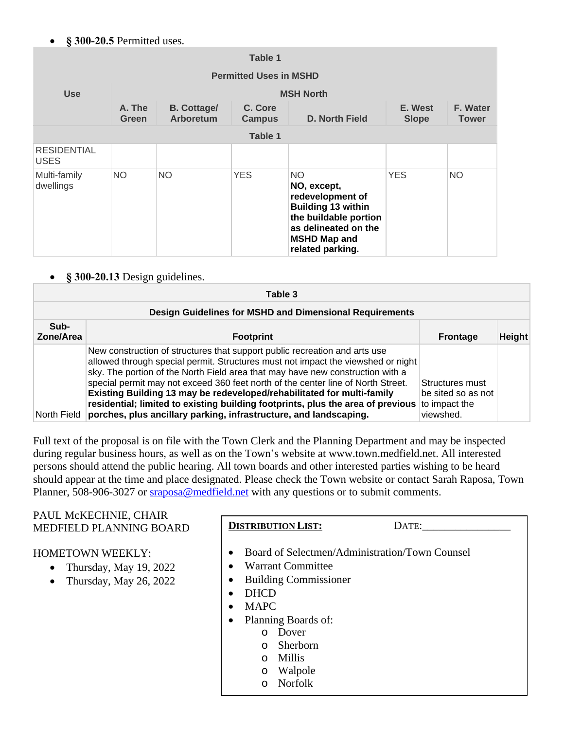- **§ 300-20.5** Permitted uses.

| Table 1 | | | | | | |
|---|---|---|---|---|---|---|
| **Permitted Uses in MSHD** | | | | | | |
| **Use** | **MSH North** | | | | | |
| | **A. The Green** | **B. Cottage/ Arboretum** | **C. Core Campus** | **D. North Field** | **E. West Slope** | **F. Water Tower** |
| **Table 1** | | | | | | |
| RESIDENTIAL USES | | | | | | |
| Multi-family dwellings | NO | NO | YES | ~~NO~~ **NO, except, redevelopment of Building 13 within the buildable portion as delineated on the MSHD Map and related parking.** | YES | NO |

- **§ 300-20.13** Design guidelines.

| Table 3 | | | |
|---|---|---|---|
| **Design Guidelines for MSHD and Dimensional Requirements** | | | |
| **Sub-Zone/Area** | **Footprint** | **Frontage** | **Height** |
| North Field | New construction of structures that support public recreation and arts use allowed through special permit. Structures must not impact the viewshed or night sky. The portion of the North Field area that may have new construction with a special permit may not exceed 360 feet north of the center line of North Street. **Existing Building 13 may be redeveloped/rehabilitated for multi-family residential; limited to existing building footprints, plus the area of previous porches, plus ancillary parking, infrastructure, and landscaping.** | Structures must be sited so as not to impact the viewshed. | |

Full text of the proposal is on file with the Town Clerk and the Planning Department and may be inspected during regular business hours, as well as on the Town's website at www.town.medfield.net. All interested persons should attend the public hearing. All town boards and other interested parties wishing to be heard should appear at the time and place designated. Please check the Town website or contact Sarah Raposa, Town Planner, 508-906-3027 or sraposa@medfield.net with any questions or to submit comments.

PAUL McKECHNIE, CHAIR
MEDFIELD PLANNING BOARD

HOMETOWN WEEKLY:

- Thursday, May 19, 2022
- Thursday, May 26, 2022

**DISTRIBUTION LIST:** DATE:________________

- Board of Selectmen/Administration/Town Counsel
- Warrant Committee
- Building Commissioner
- DHCD
- MAPC
- Planning Boards of:
  - Dover
  - Sherborn
  - Millis
  - Walpole
  - Norfolk